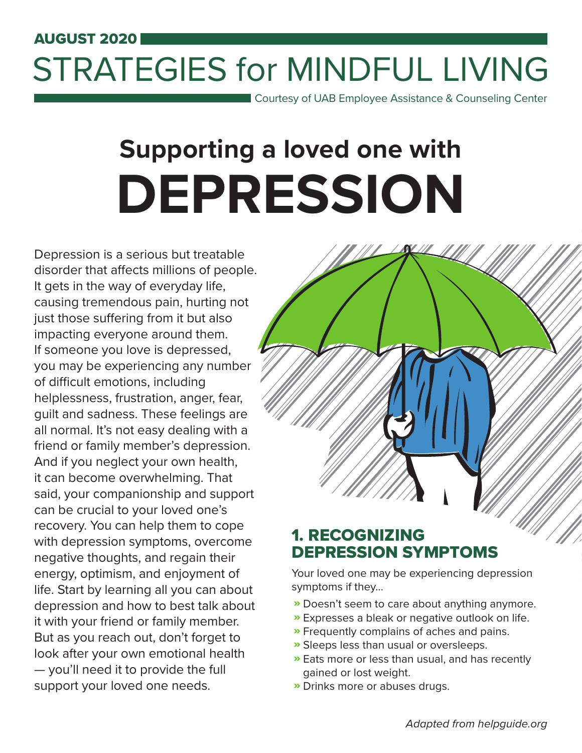**AUGUST 2020**

# STRATEGIES for MINDFUL LIVING

Courtesy of UAB Employee Assistance & Counseling Center

# Supporting a loved one with DEPRESSION

Depression is a serious but treatable disorder that affects millions of people. It gets in the way of everyday life, causing tremendous pain, hurting not just those suffering from it but also impacting everyone around them. If someone you love is depressed, you may be experiencing any number of difficult emotions, including helplessness, frustration, anger, fear, guilt and sadness. These feelings are all normal. It's not easy dealing with a friend or family member's depression. And if you neglect your own health, it can become overwhelming. That said, your companionship and support can be crucial to your loved one's recovery. You can help them to cope with depression symptoms, overcome negative thoughts, and regain their energy, optimism, and enjoyment of life. Start by learning all you can about depression and how to best talk about it with your friend or family member. But as you reach out, don't forget to look after your own emotional health — you'll need it to provide the full support your loved one needs.

## 1. RECOGNIZING DEPRESSION SYMPTOMS

Your loved one may be experiencing depression symptoms if they...

- Doesn't seem to care about anything anymore.
- Expresses a bleak or negative outlook on life.
- Frequently complains of aches and pains.
- Sleeps less than usual or oversleeps.
- Eats more or less than usual, and has recently gained or lost weight.
- Drinks more or abuses drugs.

*Adapted from helpguide.org*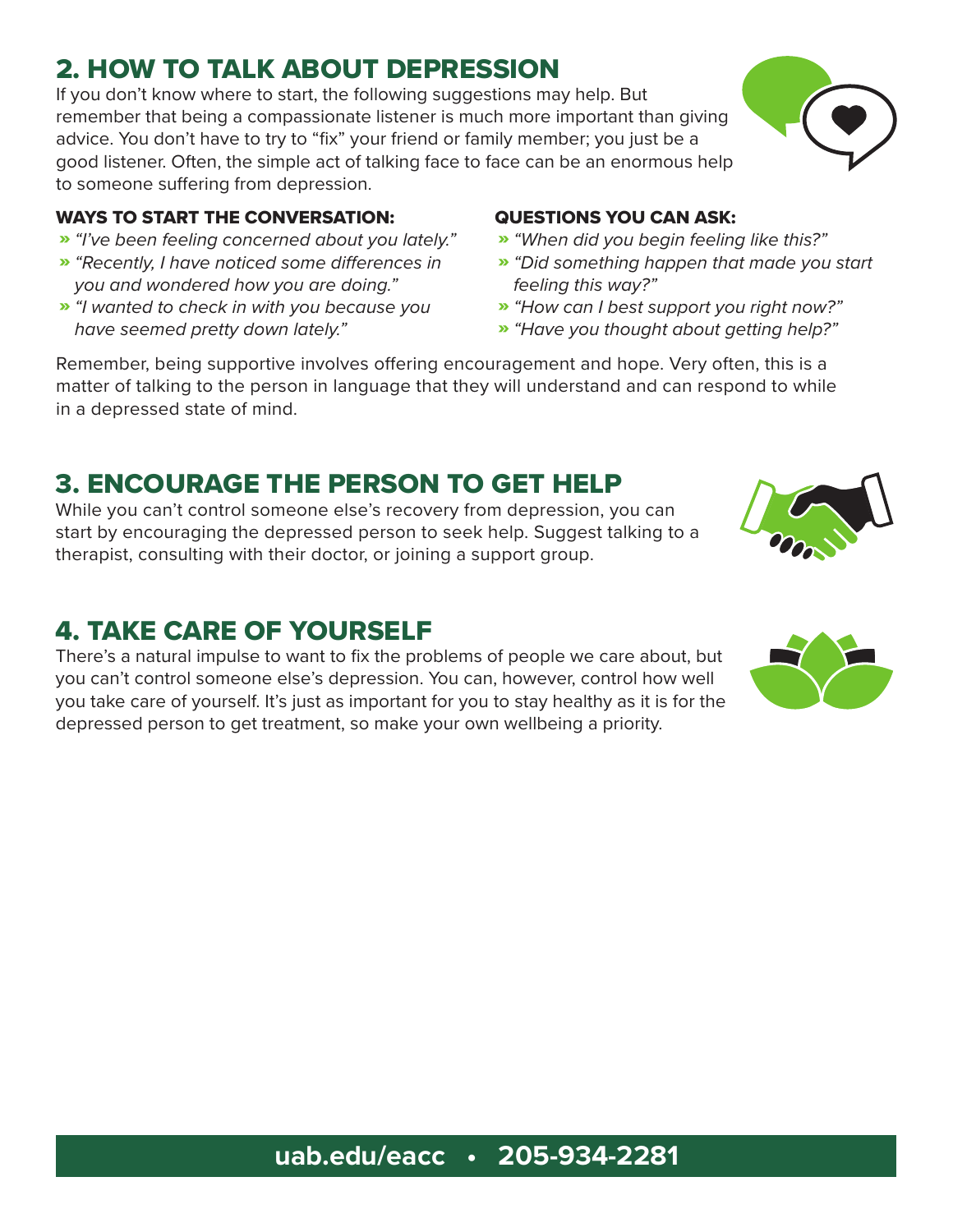## 2. HOW TO TALK ABOUT DEPRESSION

If you don't know where to start, the following suggestions may help. But remember that being a compassionate listener is much more important than giving advice. You don't have to try to "fix" your friend or family member; you just be a good listener. Often, the simple act of talking face to face can be an enormous help to someone suffering from depression.

### WAYS TO START THE CONVERSATION:

- *"I've been feeling concerned about you lately."*
- *"Recently, I have noticed some differences in you and wondered how you are doing."*
- *"I wanted to check in with you because you have seemed pretty down lately."*

### QUESTIONS YOU CAN ASK:

- *"When did you begin feeling like this?"*
- *"Did something happen that made you start feeling this way?"*
- *"How can I best support you right now?"*
- *"Have you thought about getting help?"*

Remember, being supportive involves offering encouragement and hope. Very often, this is a matter of talking to the person in language that they will understand and can respond to while in a depressed state of mind.

## 3. ENCOURAGE THE PERSON TO GET HELP

While you can't control someone else's recovery from depression, you can start by encouraging the depressed person to seek help. Suggest talking to a therapist, consulting with their doctor, or joining a support group.

## 4. TAKE CARE OF YOURSELF

There's a natural impulse to want to fix the problems of people we care about, but you can't control someone else's depression. You can, however, control how well you take care of yourself. It's just as important for you to stay healthy as it is for the depressed person to get treatment, so make your own wellbeing a priority.

**uab.edu/eacc • 205-934-2281**